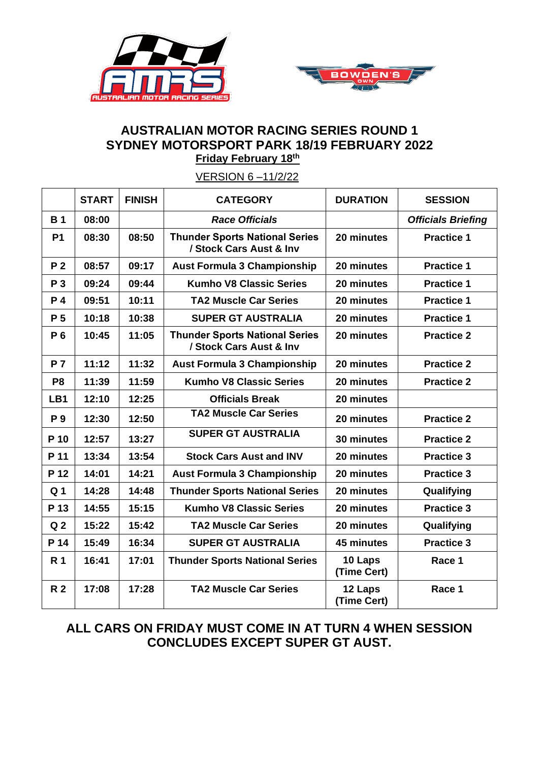## AUSTRALIAN MOTOR RACING SERIES ROUND 1
## SYDNEY MOTORSPORT PARK 18/19 FEBRUARY 2022

**Friday February 18th**

VERSION 6 –11/2/22

| | START | FINISH | CATEGORY | DURATION | SESSION |
|---|---|---|---|---|---|
| **B 1** | **08:00** | | ***Race Officials*** | | ***Officials Briefing*** |
| **P1** | **08:30** | **08:50** | **Thunder Sports National Series / Stock Cars Aust & Inv** | **20 minutes** | **Practice 1** |
| **P 2** | **08:57** | **09:17** | **Aust Formula 3 Championship** | **20 minutes** | **Practice 1** |
| **P 3** | **09:24** | **09:44** | **Kumho V8 Classic Series** | **20 minutes** | **Practice 1** |
| **P 4** | **09:51** | **10:11** | **TA2 Muscle Car Series** | **20 minutes** | **Practice 1** |
| **P 5** | **10:18** | **10:38** | **SUPER GT AUSTRALIA** | **20 minutes** | **Practice 1** |
| **P 6** | **10:45** | **11:05** | **Thunder Sports National Series / Stock Cars Aust & Inv** | **20 minutes** | **Practice 2** |
| **P 7** | **11:12** | **11:32** | **Aust Formula 3 Championship** | **20 minutes** | **Practice 2** |
| **P8** | **11:39** | **11:59** | **Kumho V8 Classic Series** | **20 minutes** | **Practice 2** |
| **LB1** | **12:10** | **12:25** | **Officials Break** | **20 minutes** | |
| **P 9** | **12:30** | **12:50** | **TA2 Muscle Car Series** | **20 minutes** | **Practice 2** |
| **P 10** | **12:57** | **13:27** | **SUPER GT AUSTRALIA** | **30 minutes** | **Practice 2** |
| **P 11** | **13:34** | **13:54** | **Stock Cars Aust and INV** | **20 minutes** | **Practice 3** |
| **P 12** | **14:01** | **14:21** | **Aust Formula 3 Championship** | **20 minutes** | **Practice 3** |
| **Q 1** | **14:28** | **14:48** | **Thunder Sports National Series** | **20 minutes** | **Qualifying** |
| **P 13** | **14:55** | **15:15** | **Kumho V8 Classic Series** | **20 minutes** | **Practice 3** |
| **Q 2** | **15:22** | **15:42** | **TA2 Muscle Car Series** | **20 minutes** | **Qualifying** |
| **P 14** | **15:49** | **16:34** | **SUPER GT AUSTRALIA** | **45 minutes** | **Practice 3** |
| **R 1** | **16:41** | **17:01** | **Thunder Sports National Series** | **10 Laps (Time Cert)** | **Race 1** |
| **R 2** | **17:08** | **17:28** | **TA2 Muscle Car Series** | **12 Laps (Time Cert)** | **Race 1** |

**ALL CARS ON FRIDAY MUST COME IN AT TURN 4 WHEN SESSION CONCLUDES EXCEPT SUPER GT AUST.**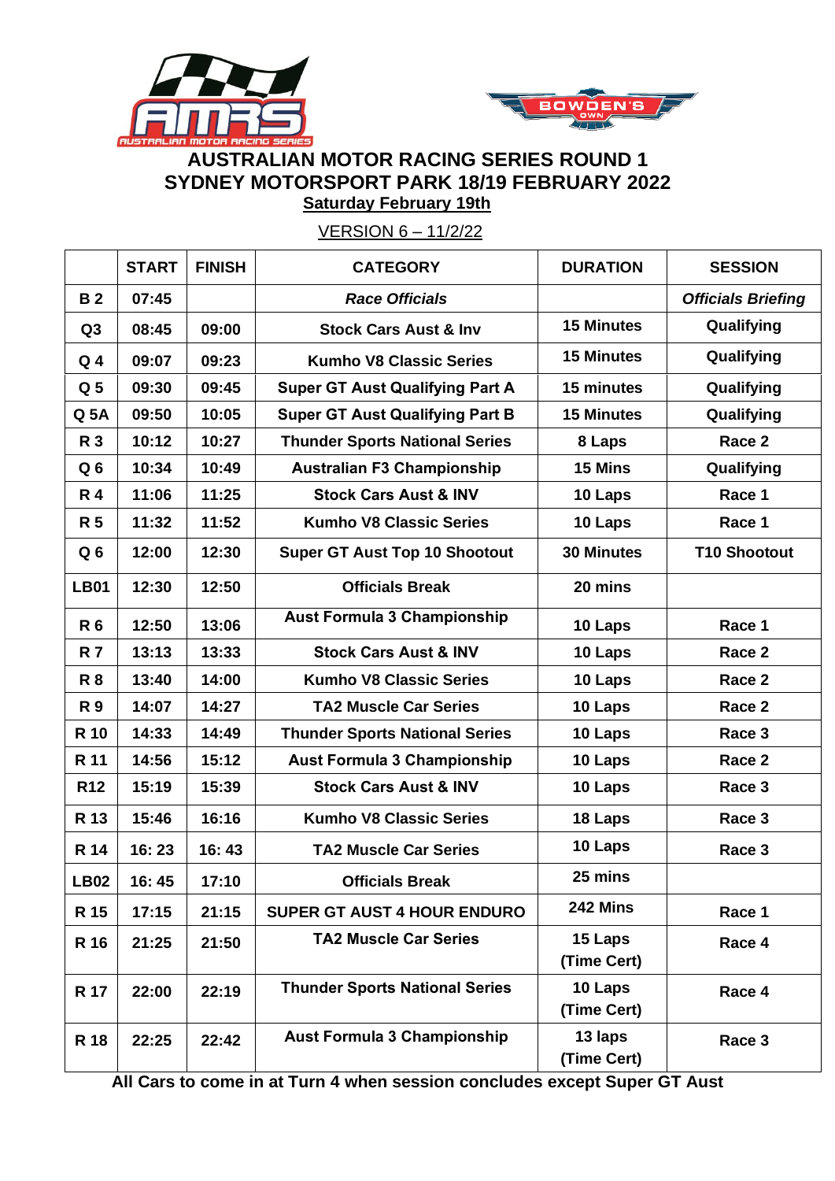# AUSTRALIAN MOTOR RACING SERIES ROUND 1
# SYDNEY MOTORSPORT PARK 18/19 FEBRUARY 2022

**Saturday February 19th**

VERSION 6 – 11/2/22

| | START | FINISH | CATEGORY | DURATION | SESSION |
|---|---|---|---|---|---|
| B 2 | 07:45 | | *Race Officials* | | *Officials Briefing* |
| Q3 | 08:45 | 09:00 | Stock Cars Aust & Inv | 15 Minutes | Qualifying |
| Q 4 | 09:07 | 09:23 | Kumho V8 Classic Series | 15 Minutes | Qualifying |
| Q 5 | 09:30 | 09:45 | Super GT Aust Qualifying Part A | 15 minutes | Qualifying |
| Q 5A | 09:50 | 10:05 | Super GT Aust Qualifying Part B | 15 Minutes | Qualifying |
| R 3 | 10:12 | 10:27 | Thunder Sports National Series | 8 Laps | Race 2 |
| Q 6 | 10:34 | 10:49 | Australian F3 Championship | 15 Mins | Qualifying |
| R 4 | 11:06 | 11:25 | Stock Cars Aust & INV | 10 Laps | Race 1 |
| R 5 | 11:32 | 11:52 | Kumho V8 Classic Series | 10 Laps | Race 1 |
| Q 6 | 12:00 | 12:30 | Super GT Aust Top 10 Shootout | 30 Minutes | T10 Shootout |
| LB01 | 12:30 | 12:50 | Officials Break | 20 mins | |
| R 6 | 12:50 | 13:06 | Aust Formula 3 Championship | 10 Laps | Race 1 |
| R 7 | 13:13 | 13:33 | Stock Cars Aust & INV | 10 Laps | Race 2 |
| R 8 | 13:40 | 14:00 | Kumho V8 Classic Series | 10 Laps | Race 2 |
| R 9 | 14:07 | 14:27 | TA2 Muscle Car Series | 10 Laps | Race 2 |
| R 10 | 14:33 | 14:49 | Thunder Sports National Series | 10 Laps | Race 3 |
| R 11 | 14:56 | 15:12 | Aust Formula 3 Championship | 10 Laps | Race 2 |
| R12 | 15:19 | 15:39 | Stock Cars Aust & INV | 10 Laps | Race 3 |
| R 13 | 15:46 | 16:16 | Kumho V8 Classic Series | 18 Laps | Race 3 |
| R 14 | 16: 23 | 16: 43 | TA2 Muscle Car Series | 10 Laps | Race 3 |
| LB02 | 16: 45 | 17:10 | Officials Break | 25 mins | |
| R 15 | 17:15 | 21:15 | SUPER GT AUST 4 HOUR ENDURO | 242 Mins | Race 1 |
| R 16 | 21:25 | 21:50 | TA2 Muscle Car Series | 15 Laps (Time Cert) | Race 4 |
| R 17 | 22:00 | 22:19 | Thunder Sports National Series | 10 Laps (Time Cert) | Race 4 |
| R 18 | 22:25 | 22:42 | Aust Formula 3 Championship | 13 laps (Time Cert) | Race 3 |

**All Cars to come in at Turn 4 when session concludes except Super GT Aust**